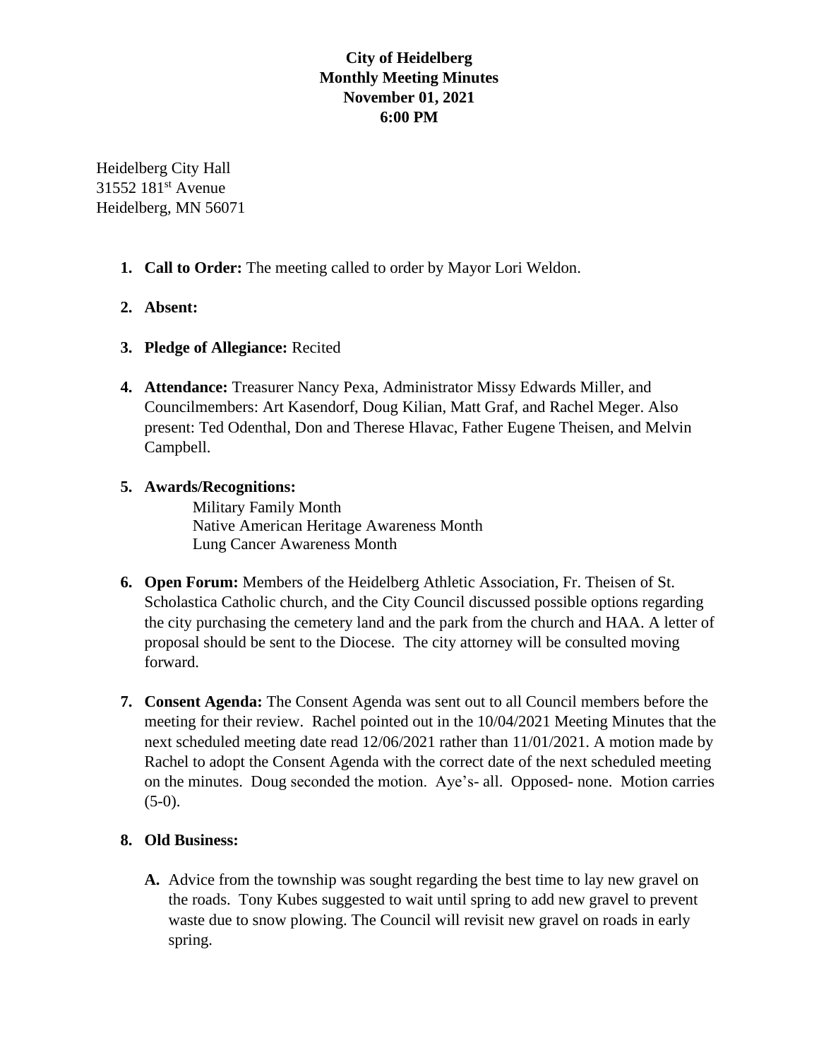**City of Heidelberg**
**Monthly Meeting Minutes**
**November 01, 2021**
**6:00 PM**

Heidelberg City Hall
31552 181st Avenue
Heidelberg, MN 56071

1. **Call to Order:** The meeting called to order by Mayor Lori Weldon.

2. **Absent:**

3. **Pledge of Allegiance:** Recited

4. **Attendance:** Treasurer Nancy Pexa, Administrator Missy Edwards Miller, and Councilmembers: Art Kasendorf, Doug Kilian, Matt Graf, and Rachel Meger. Also present: Ted Odenthal, Don and Therese Hlavac, Father Eugene Theisen, and Melvin Campbell.

5. **Awards/Recognitions:**
   Military Family Month
   Native American Heritage Awareness Month
   Lung Cancer Awareness Month

6. **Open Forum:** Members of the Heidelberg Athletic Association, Fr. Theisen of St. Scholastica Catholic church, and the City Council discussed possible options regarding the city purchasing the cemetery land and the park from the church and HAA. A letter of proposal should be sent to the Diocese. The city attorney will be consulted moving forward.

7. **Consent Agenda:** The Consent Agenda was sent out to all Council members before the meeting for their review. Rachel pointed out in the 10/04/2021 Meeting Minutes that the next scheduled meeting date read 12/06/2021 rather than 11/01/2021. A motion made by Rachel to adopt the Consent Agenda with the correct date of the next scheduled meeting on the minutes. Doug seconded the motion. Aye's- all. Opposed- none. Motion carries (5-0).

8. **Old Business:**

   **A.** Advice from the township was sought regarding the best time to lay new gravel on the roads. Tony Kubes suggested to wait until spring to add new gravel to prevent waste due to snow plowing. The Council will revisit new gravel on roads in early spring.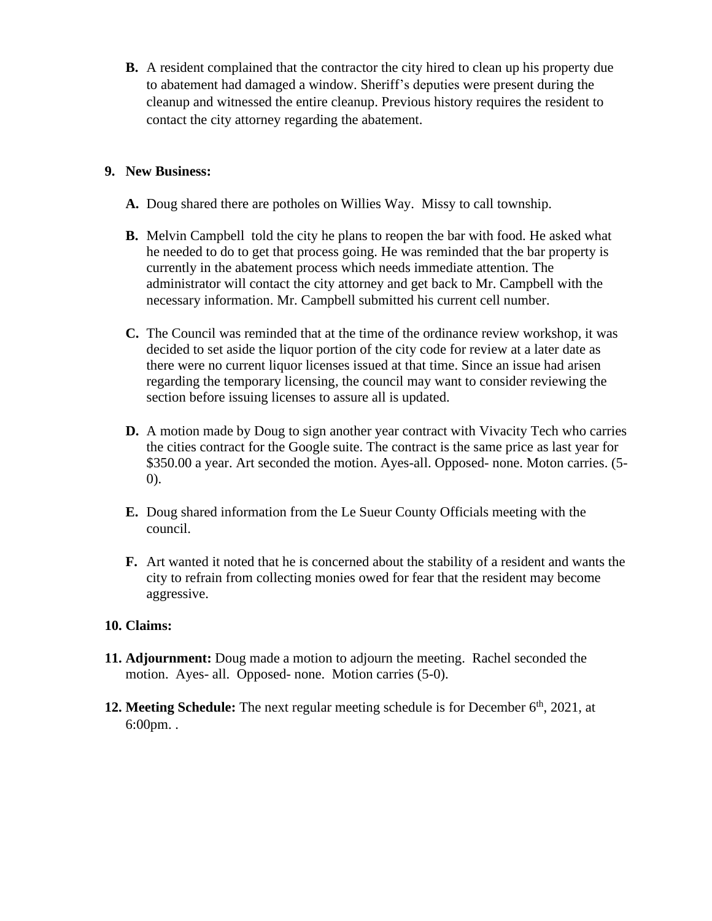**B.** A resident complained that the contractor the city hired to clean up his property due to abatement had damaged a window. Sheriff's deputies were present during the cleanup and witnessed the entire cleanup. Previous history requires the resident to contact the city attorney regarding the abatement.

**9. New Business:**

**A.** Doug shared there are potholes on Willies Way. Missy to call township.

**B.** Melvin Campbell told the city he plans to reopen the bar with food. He asked what he needed to do to get that process going. He was reminded that the bar property is currently in the abatement process which needs immediate attention. The administrator will contact the city attorney and get back to Mr. Campbell with the necessary information. Mr. Campbell submitted his current cell number.

**C.** The Council was reminded that at the time of the ordinance review workshop, it was decided to set aside the liquor portion of the city code for review at a later date as there were no current liquor licenses issued at that time. Since an issue had arisen regarding the temporary licensing, the council may want to consider reviewing the section before issuing licenses to assure all is updated.

**D.** A motion made by Doug to sign another year contract with Vivacity Tech who carries the cities contract for the Google suite. The contract is the same price as last year for $350.00 a year. Art seconded the motion. Ayes-all. Opposed- none. Moton carries. (5-0).

**E.** Doug shared information from the Le Sueur County Officials meeting with the council.

**F.** Art wanted it noted that he is concerned about the stability of a resident and wants the city to refrain from collecting monies owed for fear that the resident may become aggressive.

**10. Claims:**

**11. Adjournment:** Doug made a motion to adjourn the meeting. Rachel seconded the motion. Ayes- all. Opposed- none. Motion carries (5-0).

**12. Meeting Schedule:** The next regular meeting schedule is for December 6th, 2021, at 6:00pm. .